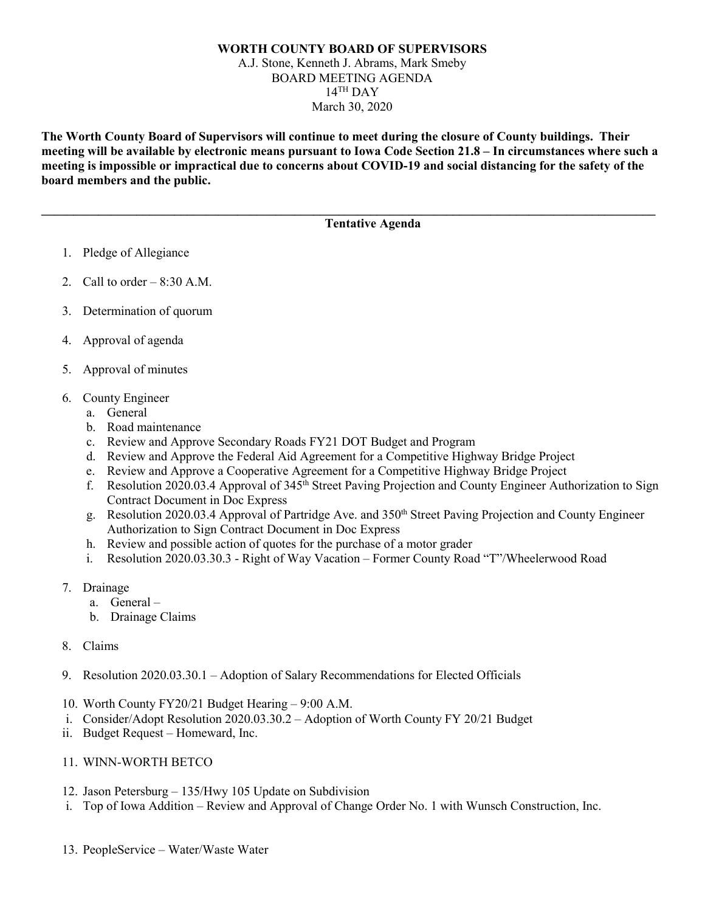**WORTH COUNTY BOARD OF SUPERVISORS**

A.J. Stone, Kenneth J. Abrams, Mark Smeby

BOARD MEETING AGENDA

14TH DAY

March 30, 2020

**The Worth County Board of Supervisors will continue to meet during the closure of County buildings. Their meeting will be available by electronic means pursuant to Iowa Code Section 21.8 – In circumstances where such a meeting is impossible or impractical due to concerns about COVID-19 and social distancing for the safety of the board members and the public.**

---

**Tentative Agenda**

1. Pledge of Allegiance
2. Call to order – 8:30 A.M.
3. Determination of quorum
4. Approval of agenda
5. Approval of minutes
6. County Engineer
   a. General
   b. Road maintenance
   c. Review and Approve Secondary Roads FY21 DOT Budget and Program
   d. Review and Approve the Federal Aid Agreement for a Competitive Highway Bridge Project
   e. Review and Approve a Cooperative Agreement for a Competitive Highway Bridge Project
   f. Resolution 2020.03.4 Approval of 345th Street Paving Projection and County Engineer Authorization to Sign Contract Document in Doc Express
   g. Resolution 2020.03.4 Approval of Partridge Ave. and 350th Street Paving Projection and County Engineer Authorization to Sign Contract Document in Doc Express
   h. Review and possible action of quotes for the purchase of a motor grader
   i. Resolution 2020.03.30.3 - Right of Way Vacation – Former County Road "T"/Wheelerwood Road
7. Drainage
   a. General –
   b. Drainage Claims
8. Claims
9. Resolution 2020.03.30.1 – Adoption of Salary Recommendations for Elected Officials
10. Worth County FY20/21 Budget Hearing – 9:00 A.M.
    i. Consider/Adopt Resolution 2020.03.30.2 – Adoption of Worth County FY 20/21 Budget
    ii. Budget Request – Homeward, Inc.
11. WINN-WORTH BETCO
12. Jason Petersburg – 135/Hwy 105 Update on Subdivision
    i. Top of Iowa Addition – Review and Approval of Change Order No. 1 with Wunsch Construction, Inc.
13. PeopleService – Water/Waste Water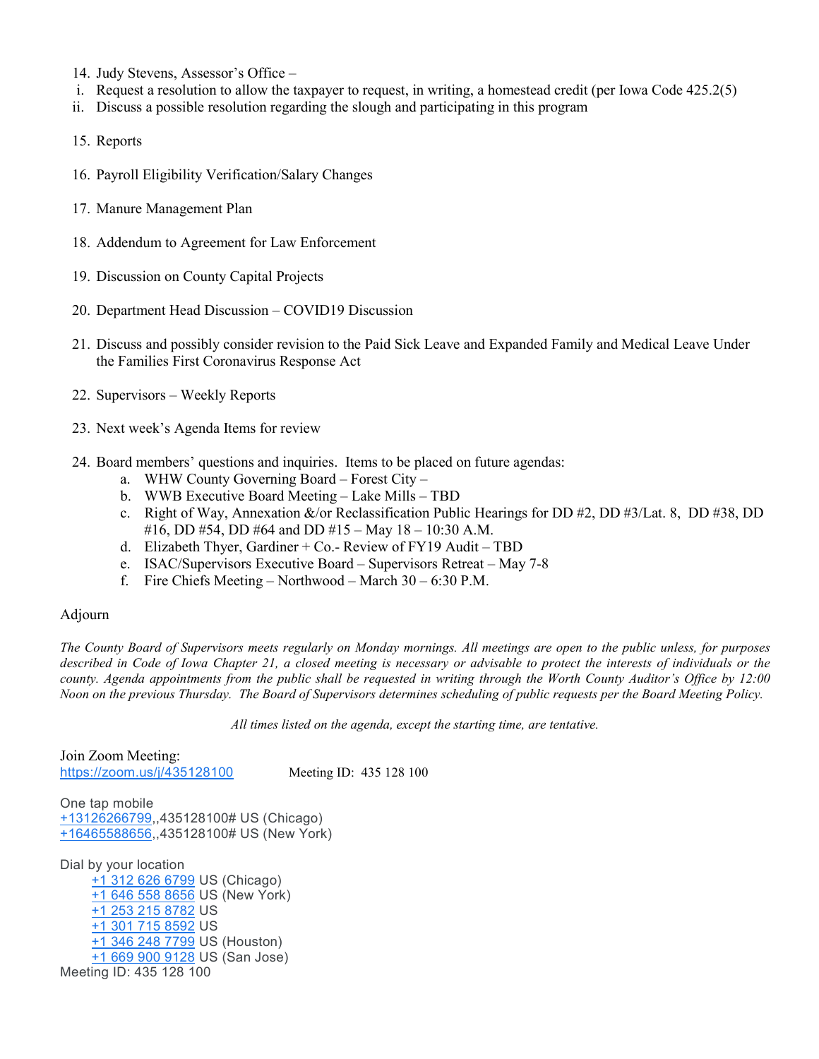14. Judy Stevens, Assessor's Office –
    i. Request a resolution to allow the taxpayer to request, in writing, a homestead credit (per Iowa Code 425.2(5)
    ii. Discuss a possible resolution regarding the slough and participating in this program

15. Reports

16. Payroll Eligibility Verification/Salary Changes

17. Manure Management Plan

18. Addendum to Agreement for Law Enforcement

19. Discussion on County Capital Projects

20. Department Head Discussion – COVID19 Discussion

21. Discuss and possibly consider revision to the Paid Sick Leave and Expanded Family and Medical Leave Under the Families First Coronavirus Response Act

22. Supervisors – Weekly Reports

23. Next week's Agenda Items for review

24. Board members' questions and inquiries. Items to be placed on future agendas:
    a. WHW County Governing Board – Forest City –
    b. WWB Executive Board Meeting – Lake Mills – TBD
    c. Right of Way, Annexation &/or Reclassification Public Hearings for DD #2, DD #3/Lat. 8, DD #38, DD #16, DD #54, DD #64 and DD #15 – May 18 – 10:30 A.M.
    d. Elizabeth Thyer, Gardiner + Co.- Review of FY19 Audit – TBD
    e. ISAC/Supervisors Executive Board – Supervisors Retreat – May 7-8
    f. Fire Chiefs Meeting – Northwood – March 30 – 6:30 P.M.

Adjourn

*The County Board of Supervisors meets regularly on Monday mornings. All meetings are open to the public unless, for purposes described in Code of Iowa Chapter 21, a closed meeting is necessary or advisable to protect the interests of individuals or the county. Agenda appointments from the public shall be requested in writing through the Worth County Auditor's Office by 12:00 Noon on the previous Thursday. The Board of Supervisors determines scheduling of public requests per the Board Meeting Policy.*

*All times listed on the agenda, except the starting time, are tentative.*

Join Zoom Meeting:
https://zoom.us/j/435128100 Meeting ID: 435 128 100

One tap mobile
+13126266799,,435128100# US (Chicago)
+16465588656,,435128100# US (New York)

Dial by your location
+1 312 626 6799 US (Chicago)
+1 646 558 8656 US (New York)
+1 253 215 8782 US
+1 301 715 8592 US
+1 346 248 7799 US (Houston)
+1 669 900 9128 US (San Jose)
Meeting ID: 435 128 100